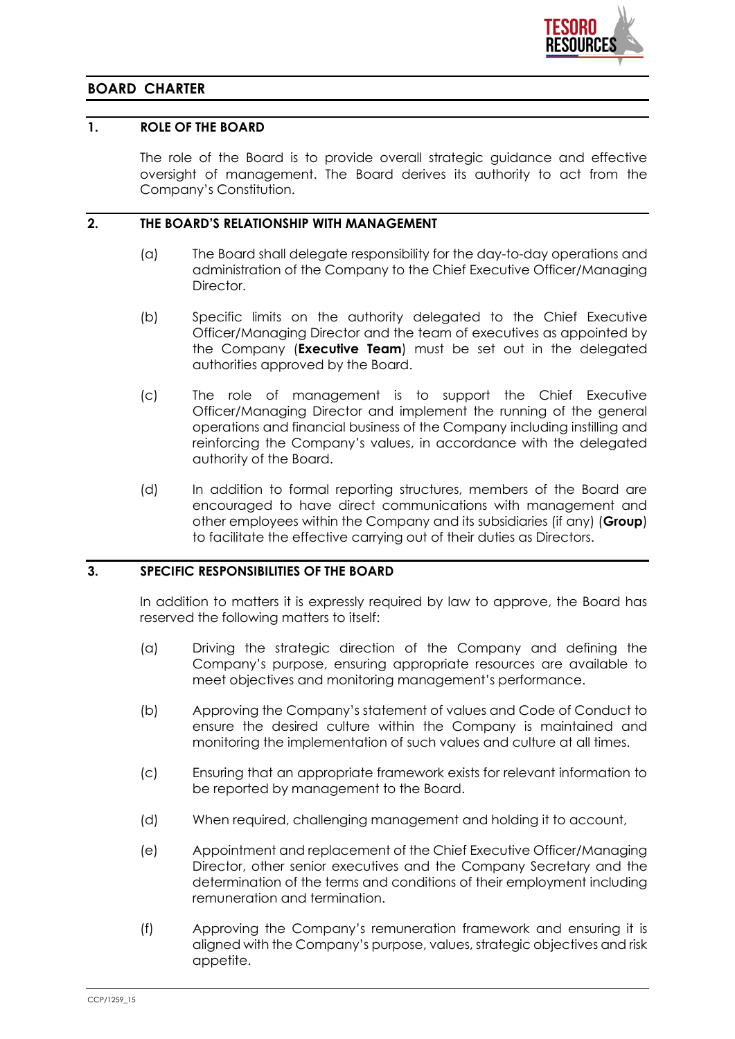# BOARD CHARTER

## 1. ROLE OF THE BOARD

The role of the Board is to provide overall strategic guidance and effective oversight of management. The Board derives its authority to act from the Company's Constitution.

## 2. THE BOARD'S RELATIONSHIP WITH MANAGEMENT

(a) The Board shall delegate responsibility for the day-to-day operations and administration of the Company to the Chief Executive Officer/Managing Director.

(b) Specific limits on the authority delegated to the Chief Executive Officer/Managing Director and the team of executives as appointed by the Company (**Executive Team**) must be set out in the delegated authorities approved by the Board.

(c) The role of management is to support the Chief Executive Officer/Managing Director and implement the running of the general operations and financial business of the Company including instilling and reinforcing the Company's values, in accordance with the delegated authority of the Board.

(d) In addition to formal reporting structures, members of the Board are encouraged to have direct communications with management and other employees within the Company and its subsidiaries (if any) (**Group**) to facilitate the effective carrying out of their duties as Directors.

## 3. SPECIFIC RESPONSIBILITIES OF THE BOARD

In addition to matters it is expressly required by law to approve, the Board has reserved the following matters to itself:

(a) Driving the strategic direction of the Company and defining the Company's purpose, ensuring appropriate resources are available to meet objectives and monitoring management's performance.

(b) Approving the Company's statement of values and Code of Conduct to ensure the desired culture within the Company is maintained and monitoring the implementation of such values and culture at all times.

(c) Ensuring that an appropriate framework exists for relevant information to be reported by management to the Board.

(d) When required, challenging management and holding it to account,

(e) Appointment and replacement of the Chief Executive Officer/Managing Director, other senior executives and the Company Secretary and the determination of the terms and conditions of their employment including remuneration and termination.

(f) Approving the Company's remuneration framework and ensuring it is aligned with the Company's purpose, values, strategic objectives and risk appetite.

CCP/1259_15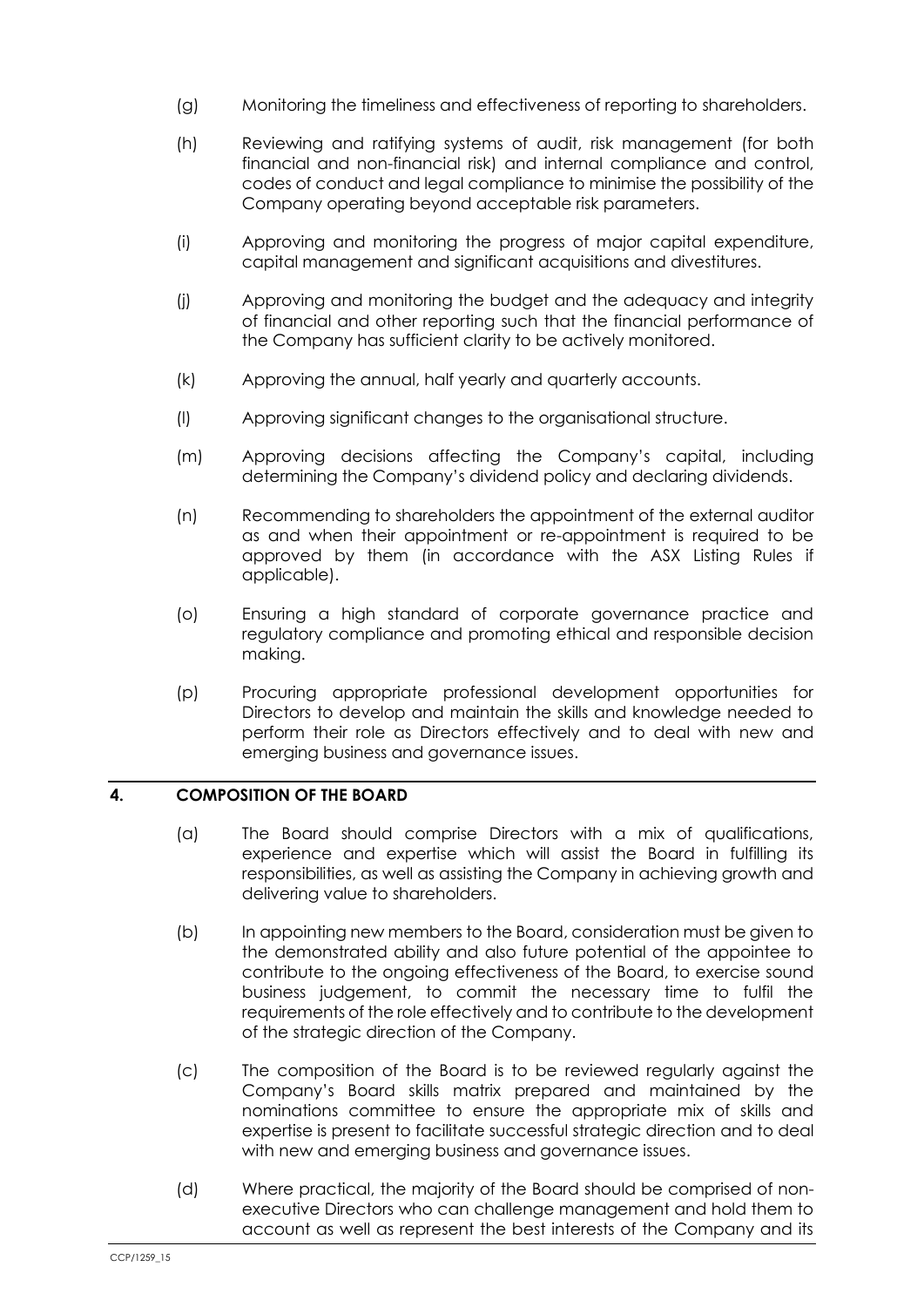(g) Monitoring the timeliness and effectiveness of reporting to shareholders.

(h) Reviewing and ratifying systems of audit, risk management (for both financial and non-financial risk) and internal compliance and control, codes of conduct and legal compliance to minimise the possibility of the Company operating beyond acceptable risk parameters.

(i) Approving and monitoring the progress of major capital expenditure, capital management and significant acquisitions and divestitures.

(j) Approving and monitoring the budget and the adequacy and integrity of financial and other reporting such that the financial performance of the Company has sufficient clarity to be actively monitored.

(k) Approving the annual, half yearly and quarterly accounts.

(l) Approving significant changes to the organisational structure.

(m) Approving decisions affecting the Company's capital, including determining the Company's dividend policy and declaring dividends.

(n) Recommending to shareholders the appointment of the external auditor as and when their appointment or re-appointment is required to be approved by them (in accordance with the ASX Listing Rules if applicable).

(o) Ensuring a high standard of corporate governance practice and regulatory compliance and promoting ethical and responsible decision making.

(p) Procuring appropriate professional development opportunities for Directors to develop and maintain the skills and knowledge needed to perform their role as Directors effectively and to deal with new and emerging business and governance issues.

## 4. COMPOSITION OF THE BOARD

(a) The Board should comprise Directors with a mix of qualifications, experience and expertise which will assist the Board in fulfilling its responsibilities, as well as assisting the Company in achieving growth and delivering value to shareholders.

(b) In appointing new members to the Board, consideration must be given to the demonstrated ability and also future potential of the appointee to contribute to the ongoing effectiveness of the Board, to exercise sound business judgement, to commit the necessary time to fulfil the requirements of the role effectively and to contribute to the development of the strategic direction of the Company.

(c) The composition of the Board is to be reviewed regularly against the Company's Board skills matrix prepared and maintained by the nominations committee to ensure the appropriate mix of skills and expertise is present to facilitate successful strategic direction and to deal with new and emerging business and governance issues.

(d) Where practical, the majority of the Board should be comprised of non-executive Directors who can challenge management and hold them to account as well as represent the best interests of the Company and its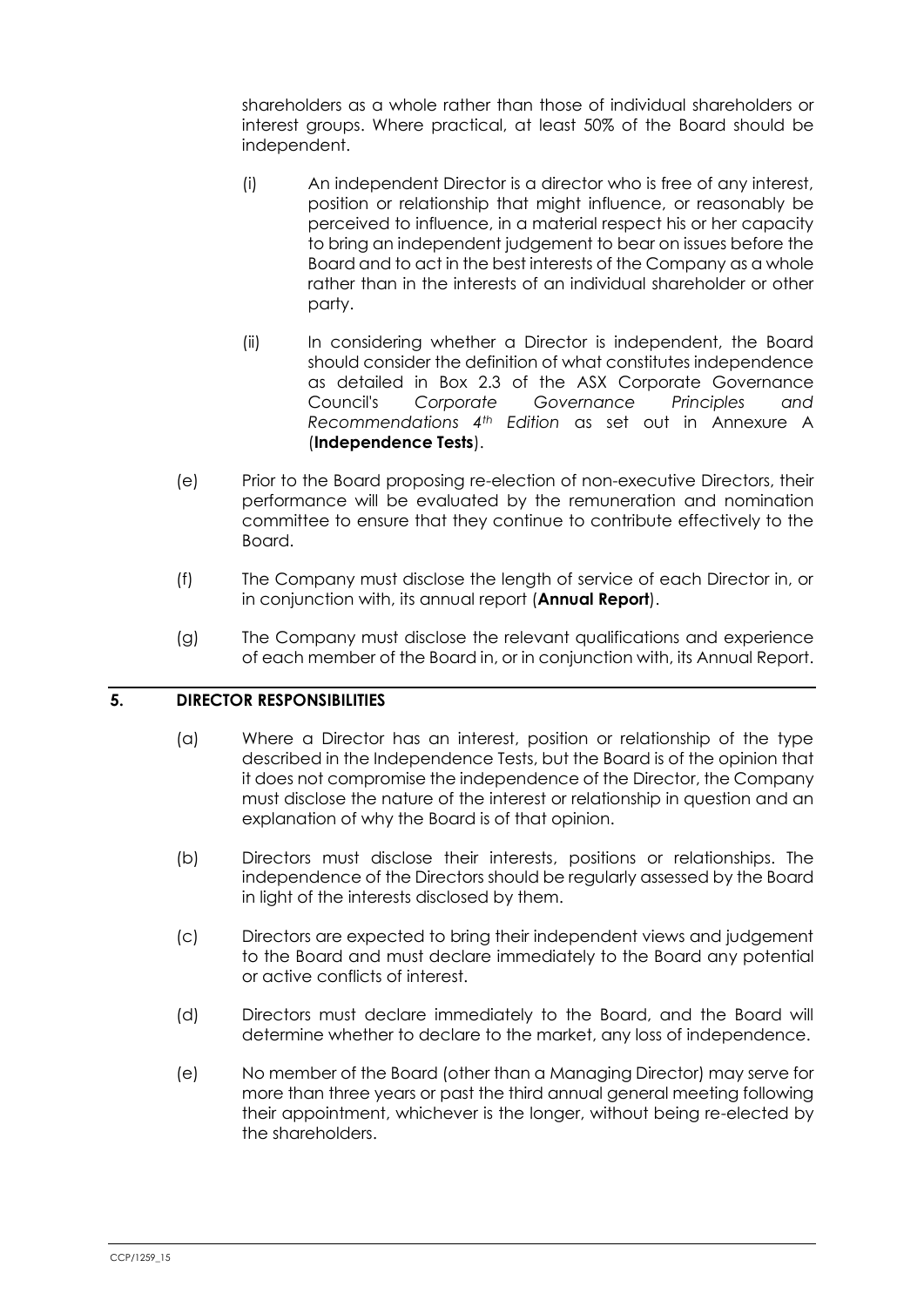shareholders as a whole rather than those of individual shareholders or interest groups. Where practical, at least 50% of the Board should be independent.

(i) An independent Director is a director who is free of any interest, position or relationship that might influence, or reasonably be perceived to influence, in a material respect his or her capacity to bring an independent judgement to bear on issues before the Board and to act in the best interests of the Company as a whole rather than in the interests of an individual shareholder or other party.

(ii) In considering whether a Director is independent, the Board should consider the definition of what constitutes independence as detailed in Box 2.3 of the ASX Corporate Governance Council's *Corporate Governance Principles and Recommendations 4th Edition* as set out in Annexure A (**Independence Tests**).

(e) Prior to the Board proposing re-election of non-executive Directors, their performance will be evaluated by the remuneration and nomination committee to ensure that they continue to contribute effectively to the Board.

(f) The Company must disclose the length of service of each Director in, or in conjunction with, its annual report (**Annual Report**).

(g) The Company must disclose the relevant qualifications and experience of each member of the Board in, or in conjunction with, its Annual Report.

## 5. DIRECTOR RESPONSIBILITIES

(a) Where a Director has an interest, position or relationship of the type described in the Independence Tests, but the Board is of the opinion that it does not compromise the independence of the Director, the Company must disclose the nature of the interest or relationship in question and an explanation of why the Board is of that opinion.

(b) Directors must disclose their interests, positions or relationships. The independence of the Directors should be regularly assessed by the Board in light of the interests disclosed by them.

(c) Directors are expected to bring their independent views and judgement to the Board and must declare immediately to the Board any potential or active conflicts of interest.

(d) Directors must declare immediately to the Board, and the Board will determine whether to declare to the market, any loss of independence.

(e) No member of the Board (other than a Managing Director) may serve for more than three years or past the third annual general meeting following their appointment, whichever is the longer, without being re-elected by the shareholders.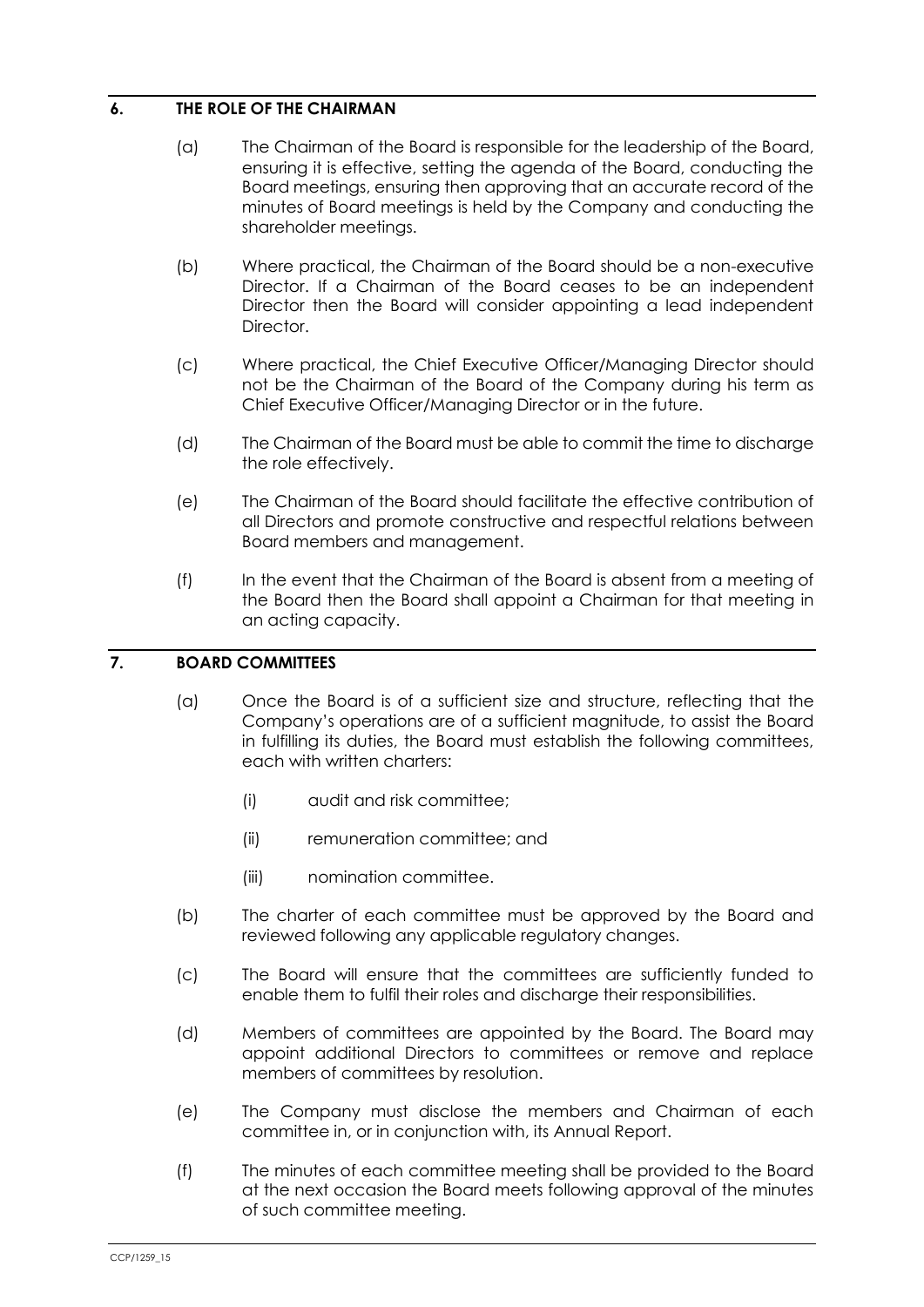## 6. THE ROLE OF THE CHAIRMAN

(a) The Chairman of the Board is responsible for the leadership of the Board, ensuring it is effective, setting the agenda of the Board, conducting the Board meetings, ensuring then approving that an accurate record of the minutes of Board meetings is held by the Company and conducting the shareholder meetings.

(b) Where practical, the Chairman of the Board should be a non-executive Director. If a Chairman of the Board ceases to be an independent Director then the Board will consider appointing a lead independent Director.

(c) Where practical, the Chief Executive Officer/Managing Director should not be the Chairman of the Board of the Company during his term as Chief Executive Officer/Managing Director or in the future.

(d) The Chairman of the Board must be able to commit the time to discharge the role effectively.

(e) The Chairman of the Board should facilitate the effective contribution of all Directors and promote constructive and respectful relations between Board members and management.

(f) In the event that the Chairman of the Board is absent from a meeting of the Board then the Board shall appoint a Chairman for that meeting in an acting capacity.

## 7. BOARD COMMITTEES

(a) Once the Board is of a sufficient size and structure, reflecting that the Company's operations are of a sufficient magnitude, to assist the Board in fulfilling its duties, the Board must establish the following committees, each with written charters:

  (i) audit and risk committee;

  (ii) remuneration committee; and

  (iii) nomination committee.

(b) The charter of each committee must be approved by the Board and reviewed following any applicable regulatory changes.

(c) The Board will ensure that the committees are sufficiently funded to enable them to fulfil their roles and discharge their responsibilities.

(d) Members of committees are appointed by the Board. The Board may appoint additional Directors to committees or remove and replace members of committees by resolution.

(e) The Company must disclose the members and Chairman of each committee in, or in conjunction with, its Annual Report.

(f) The minutes of each committee meeting shall be provided to the Board at the next occasion the Board meets following approval of the minutes of such committee meeting.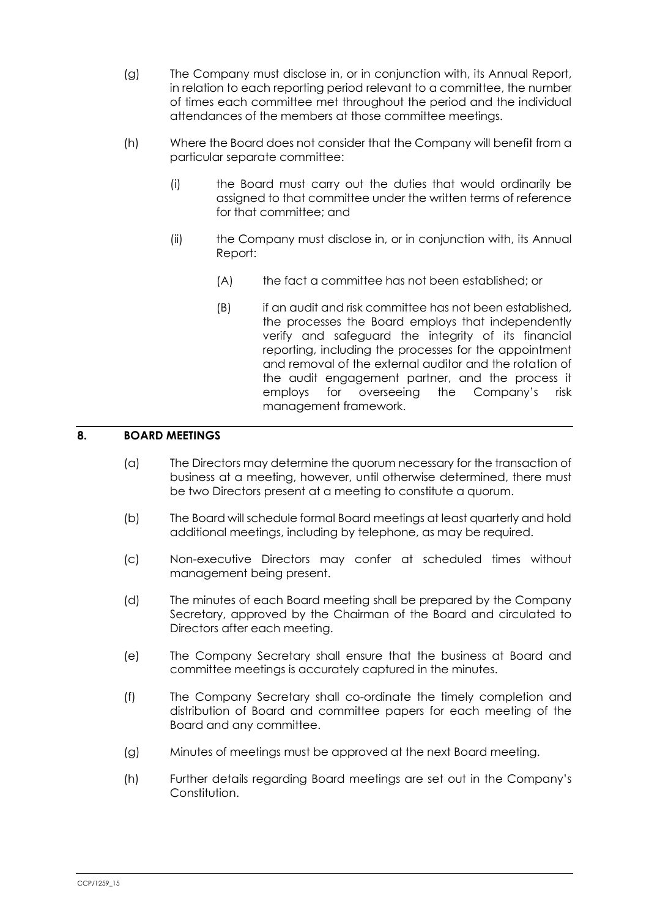(g) The Company must disclose in, or in conjunction with, its Annual Report, in relation to each reporting period relevant to a committee, the number of times each committee met throughout the period and the individual attendances of the members at those committee meetings.

(h) Where the Board does not consider that the Company will benefit from a particular separate committee:

  (i) the Board must carry out the duties that would ordinarily be assigned to that committee under the written terms of reference for that committee; and

  (ii) the Company must disclose in, or in conjunction with, its Annual Report:

    (A) the fact a committee has not been established; or

    (B) if an audit and risk committee has not been established, the processes the Board employs that independently verify and safeguard the integrity of its financial reporting, including the processes for the appointment and removal of the external auditor and the rotation of the audit engagement partner, and the process it employs for overseeing the Company's risk management framework.

## 8. BOARD MEETINGS

(a) The Directors may determine the quorum necessary for the transaction of business at a meeting, however, until otherwise determined, there must be two Directors present at a meeting to constitute a quorum.

(b) The Board will schedule formal Board meetings at least quarterly and hold additional meetings, including by telephone, as may be required.

(c) Non-executive Directors may confer at scheduled times without management being present.

(d) The minutes of each Board meeting shall be prepared by the Company Secretary, approved by the Chairman of the Board and circulated to Directors after each meeting.

(e) The Company Secretary shall ensure that the business at Board and committee meetings is accurately captured in the minutes.

(f) The Company Secretary shall co-ordinate the timely completion and distribution of Board and committee papers for each meeting of the Board and any committee.

(g) Minutes of meetings must be approved at the next Board meeting.

(h) Further details regarding Board meetings are set out in the Company's Constitution.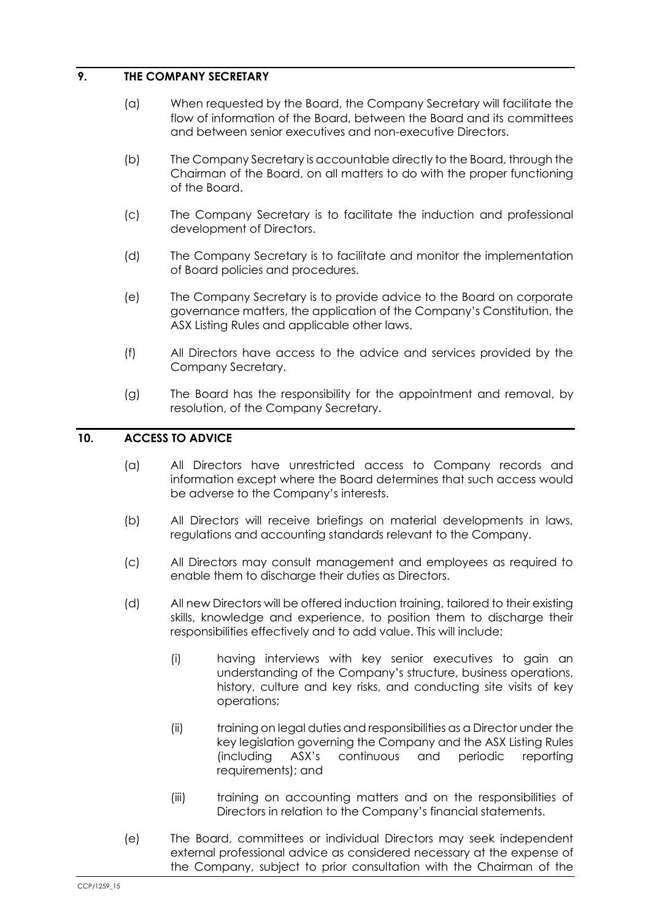## 9. THE COMPANY SECRETARY

(a) When requested by the Board, the Company Secretary will facilitate the flow of information of the Board, between the Board and its committees and between senior executives and non-executive Directors.

(b) The Company Secretary is accountable directly to the Board, through the Chairman of the Board, on all matters to do with the proper functioning of the Board.

(c) The Company Secretary is to facilitate the induction and professional development of Directors.

(d) The Company Secretary is to facilitate and monitor the implementation of Board policies and procedures.

(e) The Company Secretary is to provide advice to the Board on corporate governance matters, the application of the Company's Constitution, the ASX Listing Rules and applicable other laws.

(f) All Directors have access to the advice and services provided by the Company Secretary.

(g) The Board has the responsibility for the appointment and removal, by resolution, of the Company Secretary.

## 10. ACCESS TO ADVICE

(a) All Directors have unrestricted access to Company records and information except where the Board determines that such access would be adverse to the Company's interests.

(b) All Directors will receive briefings on material developments in laws, regulations and accounting standards relevant to the Company.

(c) All Directors may consult management and employees as required to enable them to discharge their duties as Directors.

(d) All new Directors will be offered induction training, tailored to their existing skills, knowledge and experience, to position them to discharge their responsibilities effectively and to add value. This will include:

(i) having interviews with key senior executives to gain an understanding of the Company's structure, business operations, history, culture and key risks, and conducting site visits of key operations;

(ii) training on legal duties and responsibilities as a Director under the key legislation governing the Company and the ASX Listing Rules (including ASX's continuous and periodic reporting requirements); and

(iii) training on accounting matters and on the responsibilities of Directors in relation to the Company's financial statements.

(e) The Board, committees or individual Directors may seek independent external professional advice as considered necessary at the expense of the Company, subject to prior consultation with the Chairman of the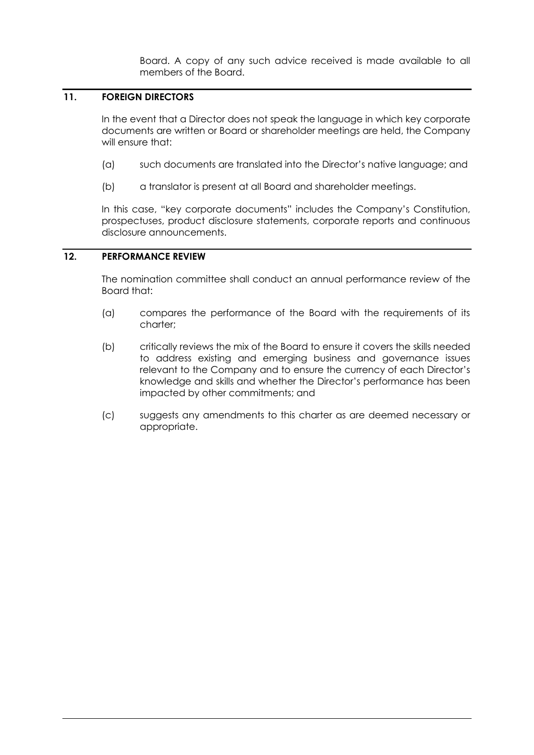Board. A copy of any such advice received is made available to all members of the Board.

## 11. FOREIGN DIRECTORS

In the event that a Director does not speak the language in which key corporate documents are written or Board or shareholder meetings are held, the Company will ensure that:

(a) such documents are translated into the Director's native language; and

(b) a translator is present at all Board and shareholder meetings.

In this case, "key corporate documents" includes the Company's Constitution, prospectuses, product disclosure statements, corporate reports and continuous disclosure announcements.

## 12. PERFORMANCE REVIEW

The nomination committee shall conduct an annual performance review of the Board that:

(a) compares the performance of the Board with the requirements of its charter;

(b) critically reviews the mix of the Board to ensure it covers the skills needed to address existing and emerging business and governance issues relevant to the Company and to ensure the currency of each Director's knowledge and skills and whether the Director's performance has been impacted by other commitments; and

(c) suggests any amendments to this charter as are deemed necessary or appropriate.